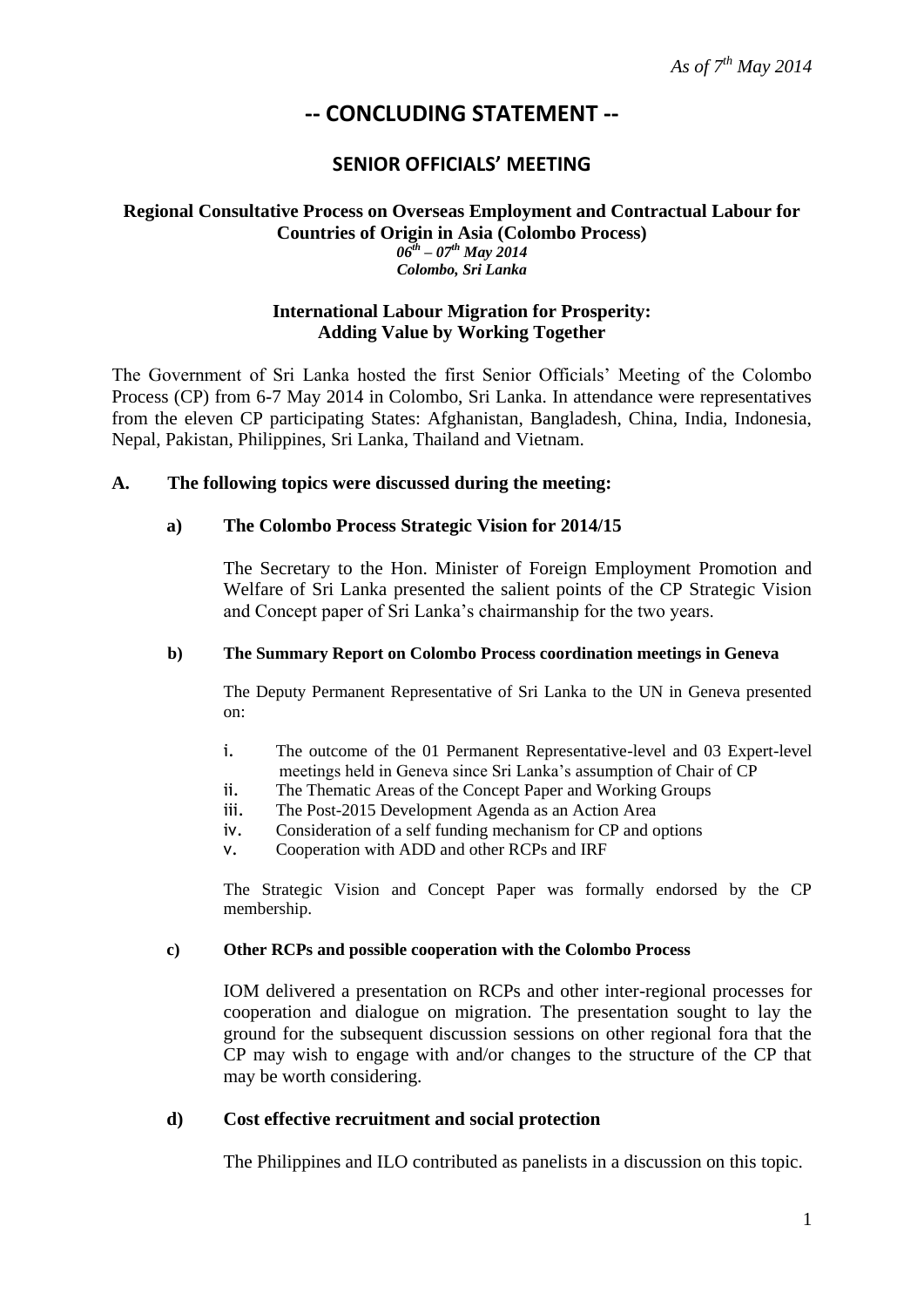*As of 7th May 2014*

# -- CONCLUDING STATEMENT --

## SENIOR OFFICIALS' MEETING

**Regional Consultative Process on Overseas Employment and Contractual Labour for Countries of Origin in Asia (Colombo Process)**
***06th – 07th May 2014***
***Colombo, Sri Lanka***

**International Labour Migration for Prosperity:**
**Adding Value by Working Together**

The Government of Sri Lanka hosted the first Senior Officials' Meeting of the Colombo Process (CP) from 6-7 May 2014 in Colombo, Sri Lanka. In attendance were representatives from the eleven CP participating States: Afghanistan, Bangladesh, China, India, Indonesia, Nepal, Pakistan, Philippines, Sri Lanka, Thailand and Vietnam.

**A. The following topics were discussed during the meeting:**

**a) The Colombo Process Strategic Vision for 2014/15**

The Secretary to the Hon. Minister of Foreign Employment Promotion and Welfare of Sri Lanka presented the salient points of the CP Strategic Vision and Concept paper of Sri Lanka's chairmanship for the two years.

**b) The Summary Report on Colombo Process coordination meetings in Geneva**

The Deputy Permanent Representative of Sri Lanka to the UN in Geneva presented on:

i. The outcome of the 01 Permanent Representative-level and 03 Expert-level meetings held in Geneva since Sri Lanka's assumption of Chair of CP
ii. The Thematic Areas of the Concept Paper and Working Groups
iii. The Post-2015 Development Agenda as an Action Area
iv. Consideration of a self funding mechanism for CP and options
v. Cooperation with ADD and other RCPs and IRF

The Strategic Vision and Concept Paper was formally endorsed by the CP membership.

**c) Other RCPs and possible cooperation with the Colombo Process**

IOM delivered a presentation on RCPs and other inter-regional processes for cooperation and dialogue on migration. The presentation sought to lay the ground for the subsequent discussion sessions on other regional fora that the CP may wish to engage with and/or changes to the structure of the CP that may be worth considering.

**d) Cost effective recruitment and social protection**

The Philippines and ILO contributed as panelists in a discussion on this topic.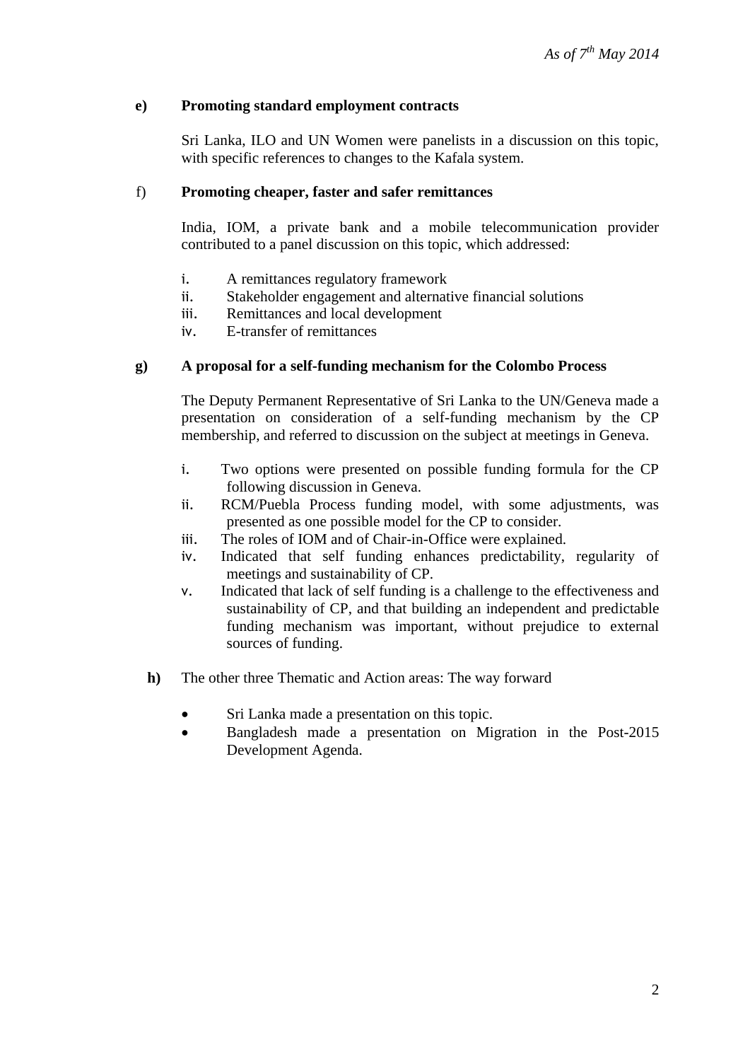**e) Promoting standard employment contracts**

Sri Lanka, ILO and UN Women were panelists in a discussion on this topic, with specific references to changes to the Kafala system.

f) **Promoting cheaper, faster and safer remittances**

India, IOM, a private bank and a mobile telecommunication provider contributed to a panel discussion on this topic, which addressed:

- i. A remittances regulatory framework
- ii. Stakeholder engagement and alternative financial solutions
- iii. Remittances and local development
- iv. E-transfer of remittances

**g) A proposal for a self-funding mechanism for the Colombo Process**

The Deputy Permanent Representative of Sri Lanka to the UN/Geneva made a presentation on consideration of a self-funding mechanism by the CP membership, and referred to discussion on the subject at meetings in Geneva.

- i. Two options were presented on possible funding formula for the CP following discussion in Geneva.
- ii. RCM/Puebla Process funding model, with some adjustments, was presented as one possible model for the CP to consider.
- iii. The roles of IOM and of Chair-in-Office were explained.
- iv. Indicated that self funding enhances predictability, regularity of meetings and sustainability of CP.
- v. Indicated that lack of self funding is a challenge to the effectiveness and sustainability of CP, and that building an independent and predictable funding mechanism was important, without prejudice to external sources of funding.

**h)** The other three Thematic and Action areas: The way forward

- Sri Lanka made a presentation on this topic.
- Bangladesh made a presentation on Migration in the Post-2015 Development Agenda.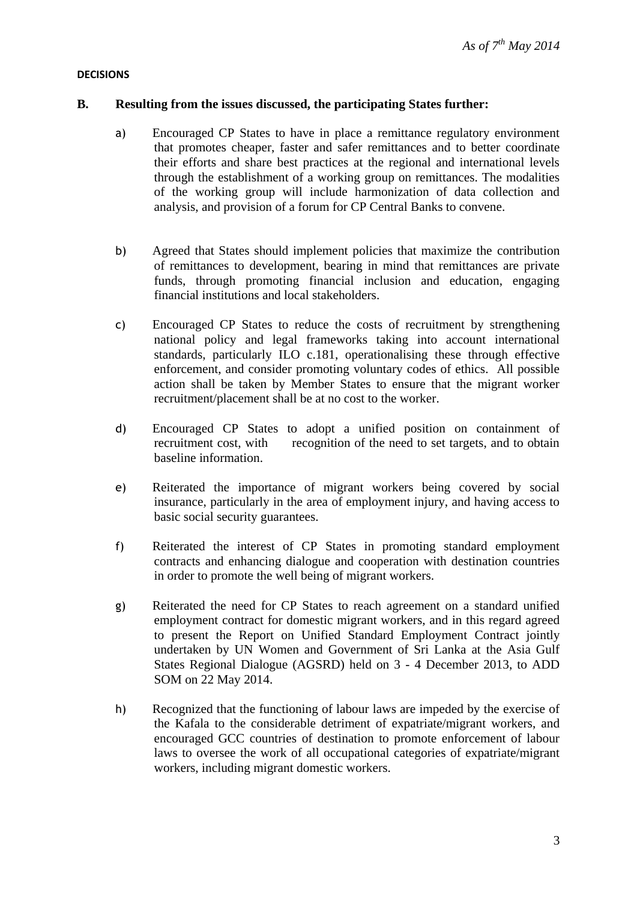*As of 7th May 2014*

**DECISIONS**

**B. Resulting from the issues discussed, the participating States further:**

a) Encouraged CP States to have in place a remittance regulatory environment that promotes cheaper, faster and safer remittances and to better coordinate their efforts and share best practices at the regional and international levels through the establishment of a working group on remittances. The modalities of the working group will include harmonization of data collection and analysis, and provision of a forum for CP Central Banks to convene.

b) Agreed that States should implement policies that maximize the contribution of remittances to development, bearing in mind that remittances are private funds, through promoting financial inclusion and education, engaging financial institutions and local stakeholders.

c) Encouraged CP States to reduce the costs of recruitment by strengthening national policy and legal frameworks taking into account international standards, particularly ILO c.181, operationalising these through effective enforcement, and consider promoting voluntary codes of ethics. All possible action shall be taken by Member States to ensure that the migrant worker recruitment/placement shall be at no cost to the worker.

d) Encouraged CP States to adopt a unified position on containment of recruitment cost, with recognition of the need to set targets, and to obtain baseline information.

e) Reiterated the importance of migrant workers being covered by social insurance, particularly in the area of employment injury, and having access to basic social security guarantees.

f) Reiterated the interest of CP States in promoting standard employment contracts and enhancing dialogue and cooperation with destination countries in order to promote the well being of migrant workers.

g) Reiterated the need for CP States to reach agreement on a standard unified employment contract for domestic migrant workers, and in this regard agreed to present the Report on Unified Standard Employment Contract jointly undertaken by UN Women and Government of Sri Lanka at the Asia Gulf States Regional Dialogue (AGSRD) held on 3 - 4 December 2013, to ADD SOM on 22 May 2014.

h) Recognized that the functioning of labour laws are impeded by the exercise of the Kafala to the considerable detriment of expatriate/migrant workers, and encouraged GCC countries of destination to promote enforcement of labour laws to oversee the work of all occupational categories of expatriate/migrant workers, including migrant domestic workers.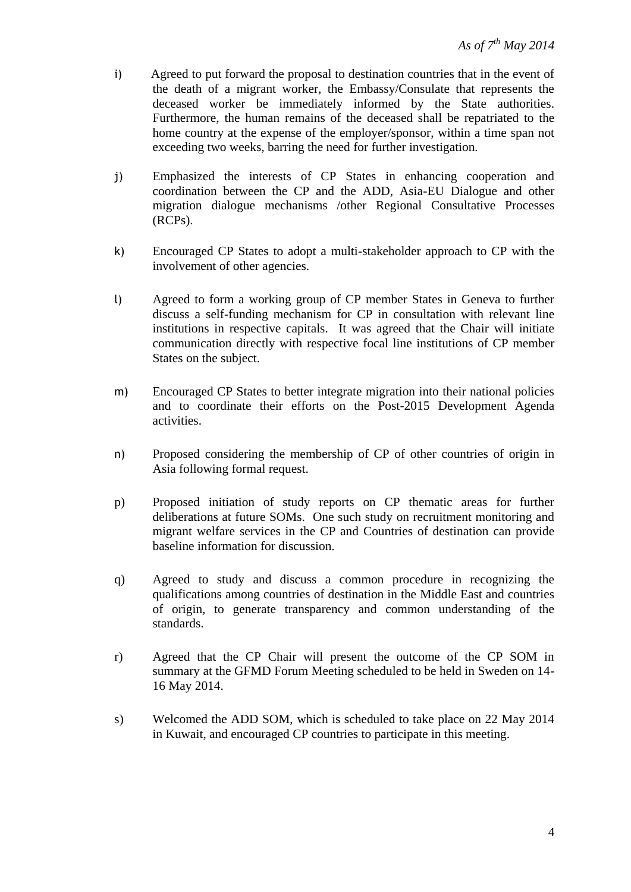*As of 7th May 2014*

i) Agreed to put forward the proposal to destination countries that in the event of the death of a migrant worker, the Embassy/Consulate that represents the deceased worker be immediately informed by the State authorities. Furthermore, the human remains of the deceased shall be repatriated to the home country at the expense of the employer/sponsor, within a time span not exceeding two weeks, barring the need for further investigation.

j) Emphasized the interests of CP States in enhancing cooperation and coordination between the CP and the ADD, Asia-EU Dialogue and other migration dialogue mechanisms /other Regional Consultative Processes (RCPs).

k) Encouraged CP States to adopt a multi-stakeholder approach to CP with the involvement of other agencies.

l) Agreed to form a working group of CP member States in Geneva to further discuss a self-funding mechanism for CP in consultation with relevant line institutions in respective capitals. It was agreed that the Chair will initiate communication directly with respective focal line institutions of CP member States on the subject.

m) Encouraged CP States to better integrate migration into their national policies and to coordinate their efforts on the Post-2015 Development Agenda activities.

n) Proposed considering the membership of CP of other countries of origin in Asia following formal request.

p) Proposed initiation of study reports on CP thematic areas for further deliberations at future SOMs. One such study on recruitment monitoring and migrant welfare services in the CP and Countries of destination can provide baseline information for discussion.

q) Agreed to study and discuss a common procedure in recognizing the qualifications among countries of destination in the Middle East and countries of origin, to generate transparency and common understanding of the standards.

r) Agreed that the CP Chair will present the outcome of the CP SOM in summary at the GFMD Forum Meeting scheduled to be held in Sweden on 14-16 May 2014.

s) Welcomed the ADD SOM, which is scheduled to take place on 22 May 2014 in Kuwait, and encouraged CP countries to participate in this meeting.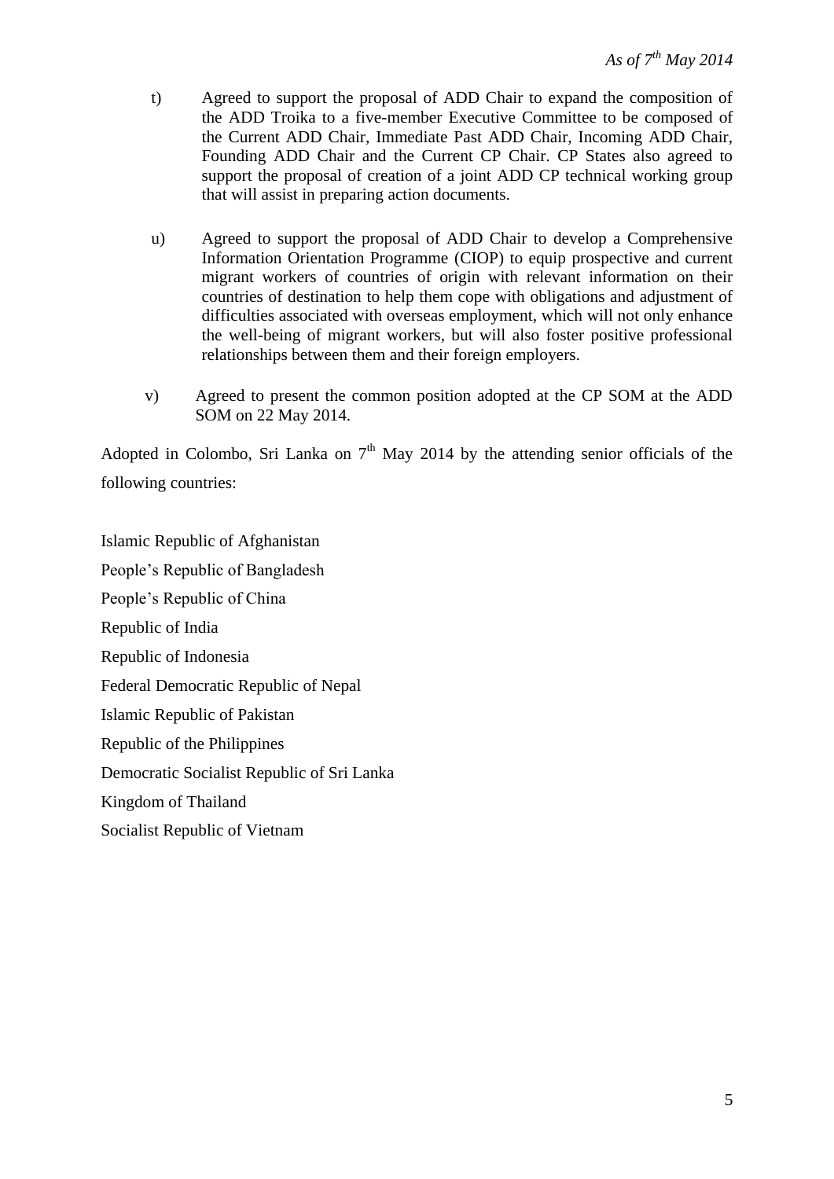*As of 7th May 2014*

t) Agreed to support the proposal of ADD Chair to expand the composition of the ADD Troika to a five-member Executive Committee to be composed of the Current ADD Chair, Immediate Past ADD Chair, Incoming ADD Chair, Founding ADD Chair and the Current CP Chair. CP States also agreed to support the proposal of creation of a joint ADD CP technical working group that will assist in preparing action documents.

u) Agreed to support the proposal of ADD Chair to develop a Comprehensive Information Orientation Programme (CIOP) to equip prospective and current migrant workers of countries of origin with relevant information on their countries of destination to help them cope with obligations and adjustment of difficulties associated with overseas employment, which will not only enhance the well-being of migrant workers, but will also foster positive professional relationships between them and their foreign employers.

v) Agreed to present the common position adopted at the CP SOM at the ADD SOM on 22 May 2014.

Adopted in Colombo, Sri Lanka on 7th May 2014 by the attending senior officials of the following countries:

Islamic Republic of Afghanistan

People's Republic of Bangladesh

People's Republic of China

Republic of India

Republic of Indonesia

Federal Democratic Republic of Nepal

Islamic Republic of Pakistan

Republic of the Philippines

Democratic Socialist Republic of Sri Lanka

Kingdom of Thailand

Socialist Republic of Vietnam